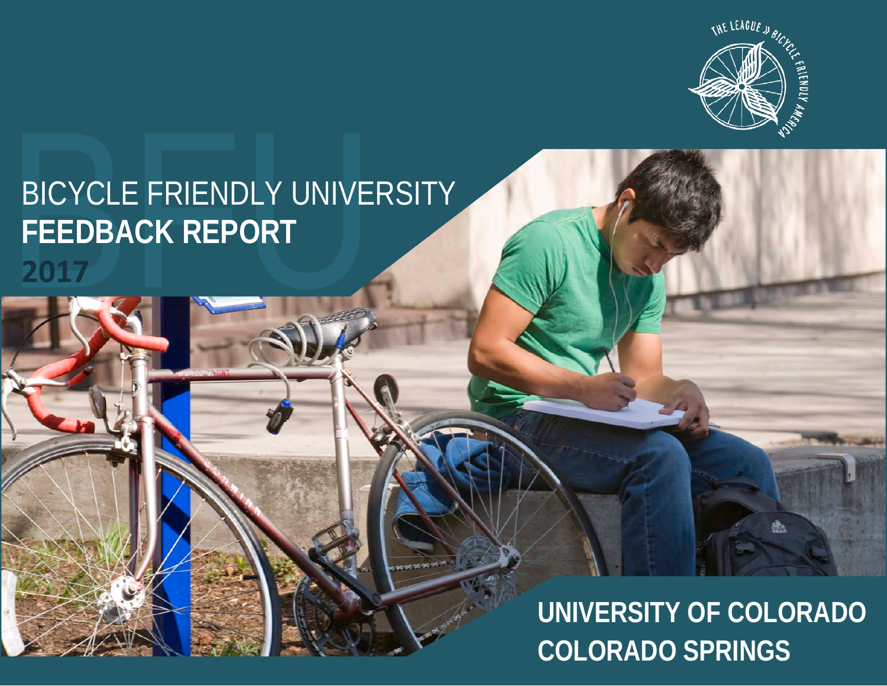# BICYCLE FRIENDLY UNIVERSITY
# FEEDBACK REPORT

**2017**

## UNIVERSITY OF COLORADO COLORADO SPRINGS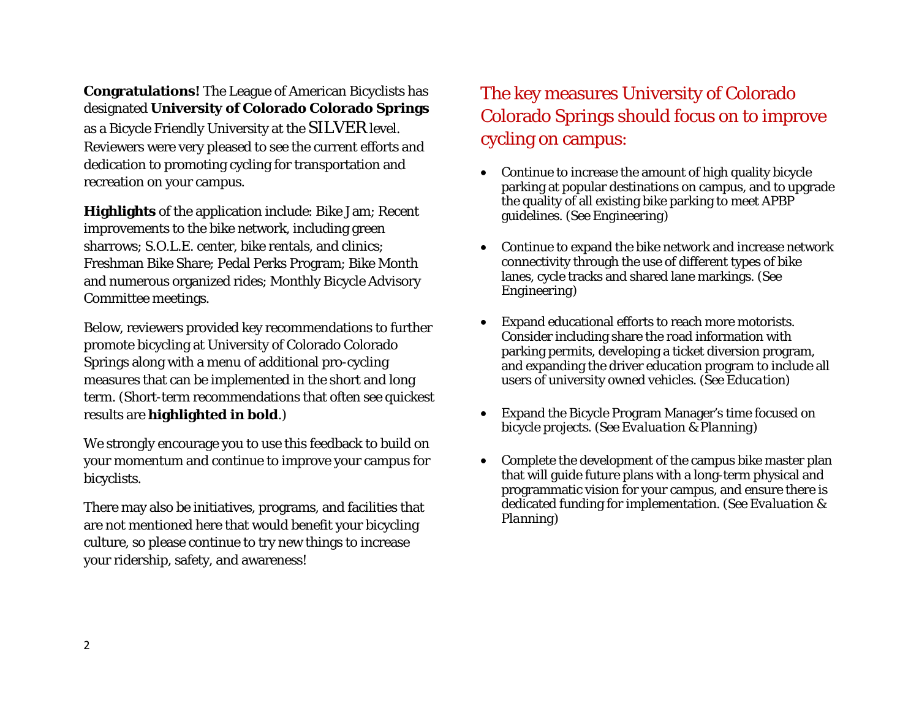**Congratulations!** The League of American Bicyclists has designated **University of Colorado Colorado Springs** as a Bicycle Friendly University at the SILVER level. Reviewers were very pleased to see the current efforts and dedication to promoting cycling for transportation and recreation on your campus.

**Highlights** of the application include: Bike Jam; Recent improvements to the bike network, including green sharrows; S.O.L.E. center, bike rentals, and clinics; Freshman Bike Share; Pedal Perks Program; Bike Month and numerous organized rides; Monthly Bicycle Advisory Committee meetings.

Below, reviewers provided key recommendations to further promote bicycling at University of Colorado Colorado Springs along with a menu of additional pro-cycling measures that can be implemented in the short and long term. (Short-term recommendations that often see quickest results are **highlighted in bold**.)

We strongly encourage you to use this feedback to build on your momentum and continue to improve your campus for bicyclists.

There may also be initiatives, programs, and facilities that are not mentioned here that would benefit your bicycling culture, so please continue to try new things to increase your ridership, safety, and awareness!

## The key measures University of Colorado Colorado Springs should focus on to improve cycling on campus:

- Continue to increase the amount of high quality bicycle parking at popular destinations on campus, and to upgrade the quality of all existing bike parking to meet APBP guidelines. (See *Engineering*)
- Continue to expand the bike network and increase network connectivity through the use of different types of bike lanes, cycle tracks and shared lane markings. (See *Engineering*)
- Expand educational efforts to reach more motorists. Consider including share the road information with parking permits, developing a ticket diversion program, and expanding the driver education program to include all users of university owned vehicles. (See *Education*)
- Expand the Bicycle Program Manager's time focused on bicycle projects. (See *Evaluation & Planning*)
- Complete the development of the campus bike master plan that will guide future plans with a long-term physical and programmatic vision for your campus, and ensure there is dedicated funding for implementation. (See *Evaluation & Planning*)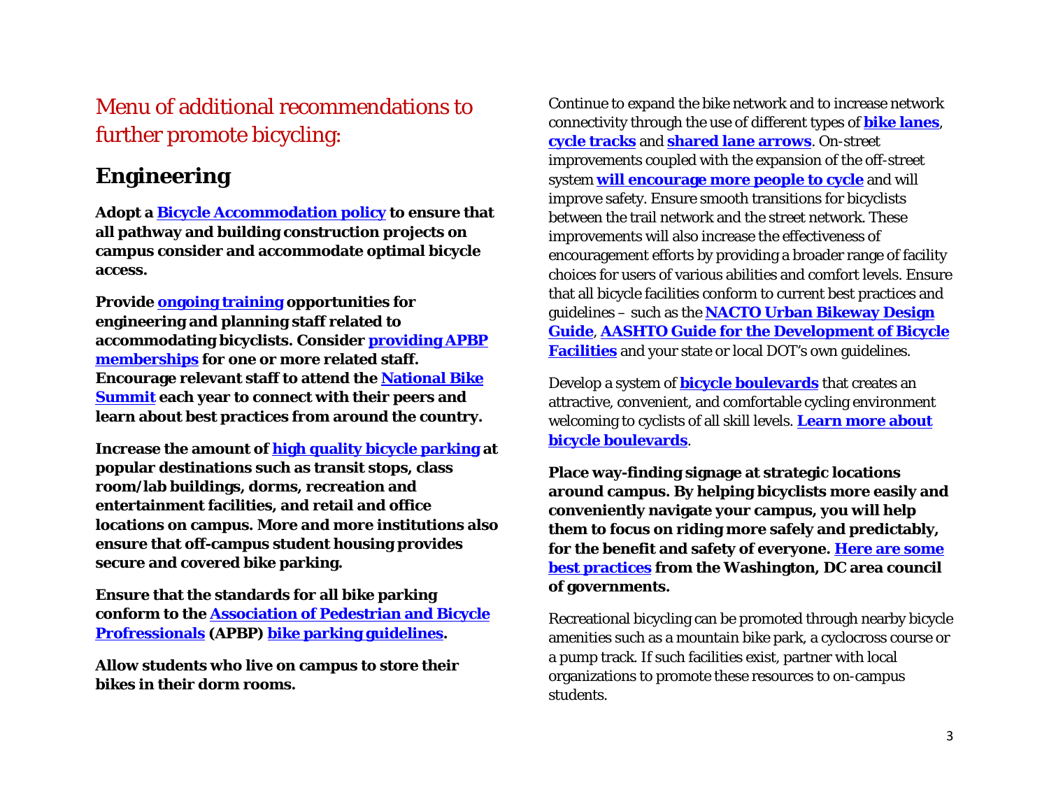# Menu of additional recommendations to further promote bicycling:

## Engineering

**Adopt a Bicycle Accommodation policy to ensure that all pathway and building construction projects on campus consider and accommodate optimal bicycle access.**

**Provide ongoing training opportunities for engineering and planning staff related to accommodating bicyclists. Consider providing APBP memberships for one or more related staff. Encourage relevant staff to attend the National Bike Summit each year to connect with their peers and learn about best practices from around the country.**

**Increase the amount of high quality bicycle parking at popular destinations such as transit stops, class room/lab buildings, dorms, recreation and entertainment facilities, and retail and office locations on campus. More and more institutions also ensure that off-campus student housing provides secure and covered bike parking.**

**Ensure that the standards for all bike parking conform to the Association of Pedestrian and Bicycle Profressionals (APBP) bike parking guidelines.**

**Allow students who live on campus to store their bikes in their dorm rooms.**

Continue to expand the bike network and to increase network connectivity through the use of different types of **bike lanes**, **cycle tracks** and **shared lane arrows**. On-street improvements coupled with the expansion of the off-street system **will encourage more people to cycle** and will improve safety. Ensure smooth transitions for bicyclists between the trail network and the street network. These improvements will also increase the effectiveness of encouragement efforts by providing a broader range of facility choices for users of various abilities and comfort levels. Ensure that all bicycle facilities conform to current best practices and guidelines – such as the **NACTO Urban Bikeway Design Guide**, **AASHTO Guide for the Development of Bicycle Facilities** and your state or local DOT's own guidelines.

Develop a system of **bicycle boulevards** that creates an attractive, convenient, and comfortable cycling environment welcoming to cyclists of all skill levels. **Learn more about bicycle boulevards**.

**Place way-finding signage at strategic locations around campus. By helping bicyclists more easily and conveniently navigate your campus, you will help them to focus on riding more safely and predictably, for the benefit and safety of everyone. Here are some best practices from the Washington, DC area council of governments.**

Recreational bicycling can be promoted through nearby bicycle amenities such as a mountain bike park, a cyclocross course or a pump track. If such facilities exist, partner with local organizations to promote these resources to on-campus students.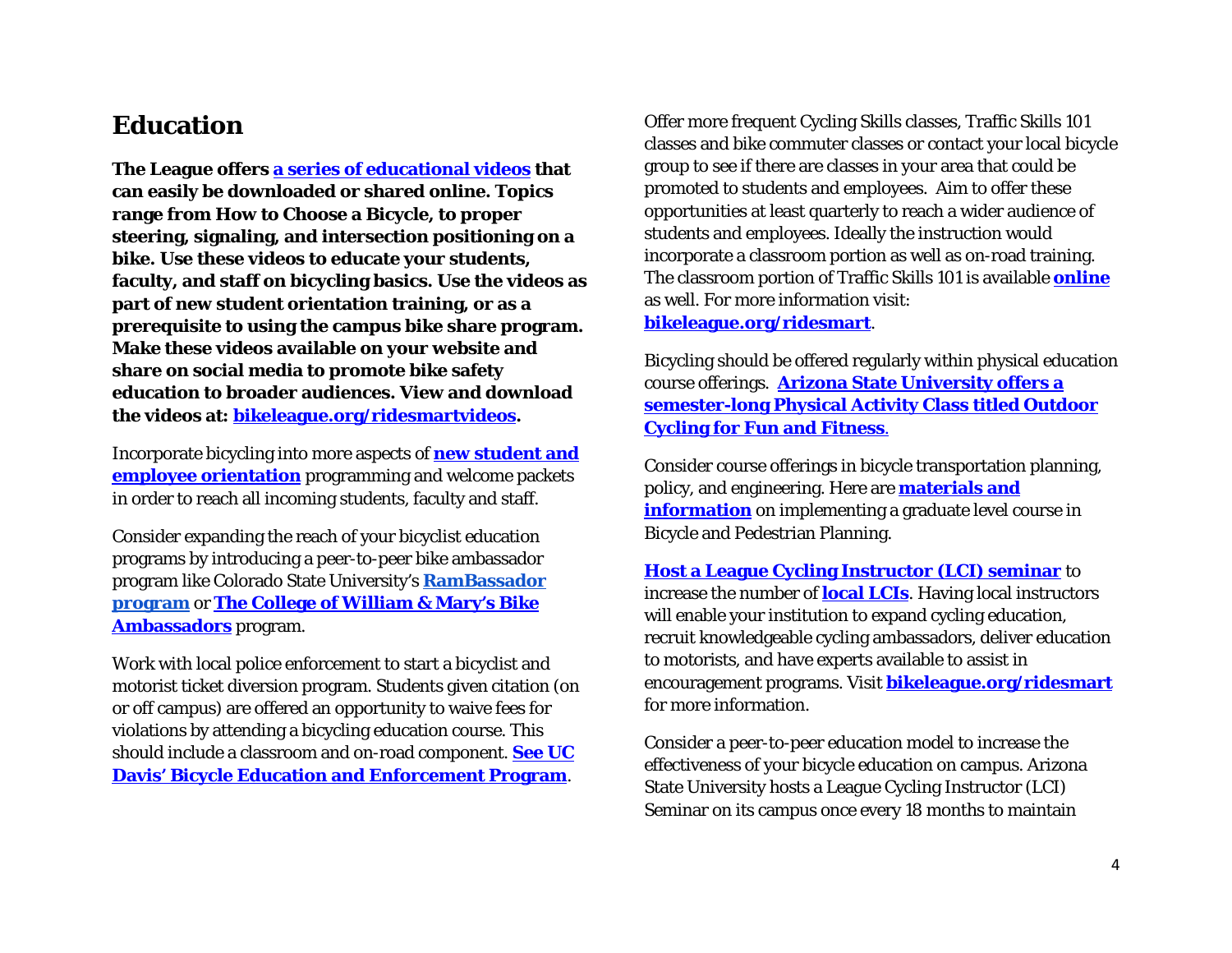# Education

**The League offers a series of educational videos that can easily be downloaded or shared online. Topics range from How to Choose a Bicycle, to proper steering, signaling, and intersection positioning on a bike. Use these videos to educate your students, faculty, and staff on bicycling basics. Use the videos as part of new student orientation training, or as a prerequisite to using the campus bike share program. Make these videos available on your website and share on social media to promote bike safety education to broader audiences. View and download the videos at: bikeleague.org/ridesmartvideos.**

Incorporate bicycling into more aspects of **new student and employee orientation** programming and welcome packets in order to reach all incoming students, faculty and staff.

Consider expanding the reach of your bicyclist education programs by introducing a peer-to-peer bike ambassador program like Colorado State University's **RamBassador program** or **The College of William & Mary's Bike Ambassadors** program.

Work with local police enforcement to start a bicyclist and motorist ticket diversion program. Students given citation (on or off campus) are offered an opportunity to waive fees for violations by attending a bicycling education course. This should include a classroom and on-road component. **See UC Davis' Bicycle Education and Enforcement Program**.

Offer more frequent Cycling Skills classes, Traffic Skills 101 classes and bike commuter classes or contact your local bicycle group to see if there are classes in your area that could be promoted to students and employees. Aim to offer these opportunities at least quarterly to reach a wider audience of students and employees. Ideally the instruction would incorporate a classroom portion as well as on-road training. The classroom portion of Traffic Skills 101 is available **online** as well. For more information visit: **bikeleague.org/ridesmart**.

Bicycling should be offered regularly within physical education course offerings. **Arizona State University offers a semester-long Physical Activity Class titled Outdoor Cycling for Fun and Fitness**.

Consider course offerings in bicycle transportation planning, policy, and engineering. Here are **materials and information** on implementing a graduate level course in Bicycle and Pedestrian Planning.

**Host a League Cycling Instructor (LCI) seminar** to increase the number of **local LCIs**. Having local instructors will enable your institution to expand cycling education, recruit knowledgeable cycling ambassadors, deliver education to motorists, and have experts available to assist in encouragement programs. Visit **bikeleague.org/ridesmart** for more information.

Consider a peer-to-peer education model to increase the effectiveness of your bicycle education on campus. Arizona State University hosts a League Cycling Instructor (LCI) Seminar on its campus once every 18 months to maintain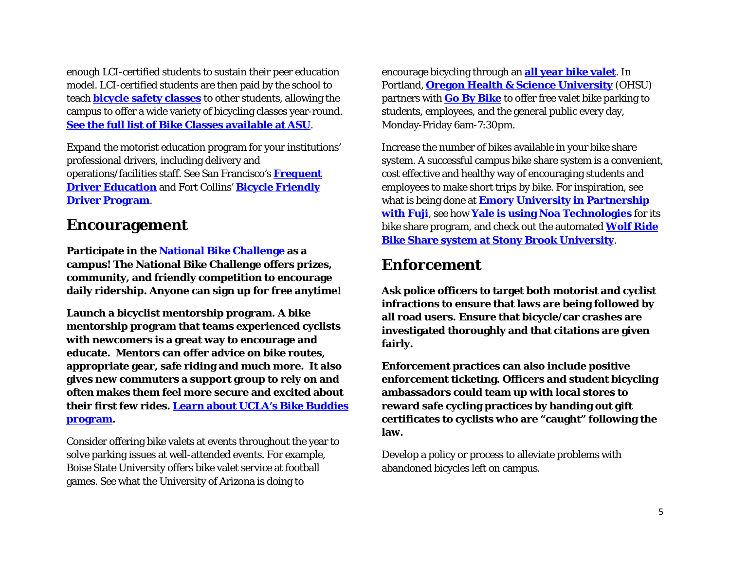enough LCI-certified students to sustain their peer education model. LCI-certified students are then paid by the school to teach **bicycle safety classes** to other students, allowing the campus to offer a wide variety of bicycling classes year-round. **See the full list of Bike Classes available at ASU**.

Expand the motorist education program for your institutions' professional drivers, including delivery and operations/facilities staff. See San Francisco's **Frequent Driver Education** and Fort Collins' **Bicycle Friendly Driver Program**.

## Encouragement

**Participate in the National Bike Challenge as a campus! The National Bike Challenge offers prizes, community, and friendly competition to encourage daily ridership. Anyone can sign up for free anytime!**

**Launch a bicyclist mentorship program. A bike mentorship program that teams experienced cyclists with newcomers is a great way to encourage and educate. Mentors can offer advice on bike routes, appropriate gear, safe riding and much more. It also gives new commuters a support group to rely on and often makes them feel more secure and excited about their first few rides. Learn about UCLA's Bike Buddies program.**

Consider offering bike valets at events throughout the year to solve parking issues at well-attended events. For example, Boise State University offers bike valet service at football games. See what the University of Arizona is doing to encourage bicycling through an **all year bike valet**. In Portland, **Oregon Health & Science University** (OHSU) partners with **Go By Bike** to offer free valet bike parking to students, employees, and the general public every day, Monday-Friday 6am-7:30pm.

Increase the number of bikes available in your bike share system. A successful campus bike share system is a convenient, cost effective and healthy way of encouraging students and employees to make short trips by bike. For inspiration, see what is being done at **Emory University in Partnership with Fuji**, see how **Yale is using Noa Technologies** for its bike share program, and check out the automated **Wolf Ride Bike Share system at Stony Brook University**.

## Enforcement

**Ask police officers to target both motorist and cyclist infractions to ensure that laws are being followed by all road users. Ensure that bicycle/car crashes are investigated thoroughly and that citations are given fairly.**

**Enforcement practices can also include positive enforcement ticketing. Officers and student bicycling ambassadors could team up with local stores to reward safe cycling practices by handing out gift certificates to cyclists who are "caught" following the law.**

Develop a policy or process to alleviate problems with abandoned bicycles left on campus.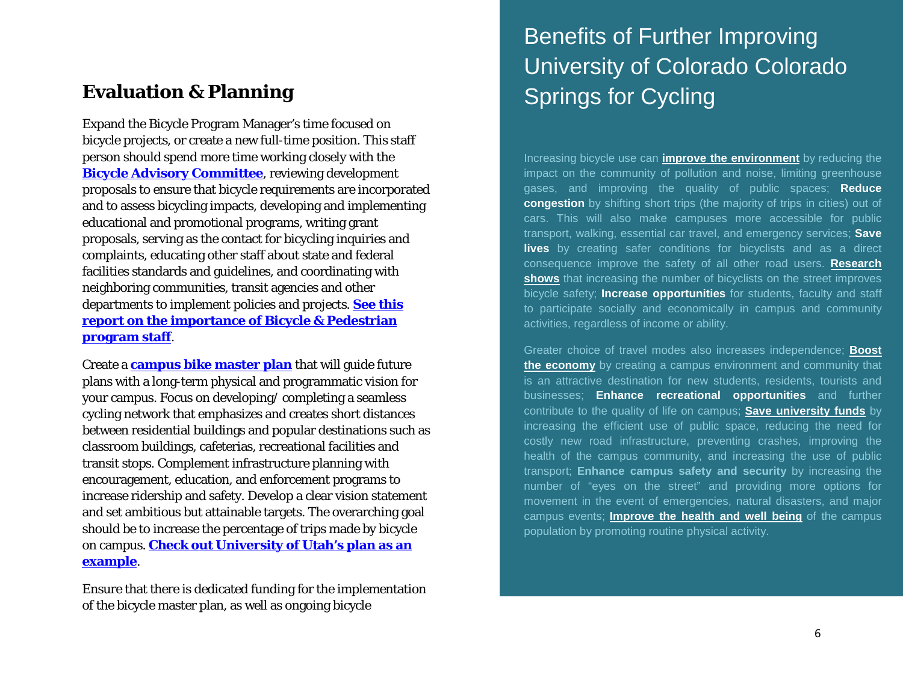## Evaluation & Planning

Expand the Bicycle Program Manager's time focused on bicycle projects, or create a new full-time position. This staff person should spend more time working closely with the **Bicycle Advisory Committee**, reviewing development proposals to ensure that bicycle requirements are incorporated and to assess bicycling impacts, developing and implementing educational and promotional programs, writing grant proposals, serving as the contact for bicycling inquiries and complaints, educating other staff about state and federal facilities standards and guidelines, and coordinating with neighboring communities, transit agencies and other departments to implement policies and projects. **See this report on the importance of Bicycle & Pedestrian program staff**.

Create a **campus bike master plan** that will guide future plans with a long-term physical and programmatic vision for your campus. Focus on developing/ completing a seamless cycling network that emphasizes and creates short distances between residential buildings and popular destinations such as classroom buildings, cafeterias, recreational facilities and transit stops. Complement infrastructure planning with encouragement, education, and enforcement programs to increase ridership and safety. Develop a clear vision statement and set ambitious but attainable targets. The overarching goal should be to increase the percentage of trips made by bicycle on campus. **Check out University of Utah's plan as an example**.

Ensure that there is dedicated funding for the implementation of the bicycle master plan, as well as ongoing bicycle

# Benefits of Further Improving University of Colorado Colorado Springs for Cycling

Increasing bicycle use can **improve the environment** by reducing the impact on the community of pollution and noise, limiting greenhouse gases, and improving the quality of public spaces; **Reduce congestion** by shifting short trips (the majority of trips in cities) out of cars. This will also make campuses more accessible for public transport, walking, essential car travel, and emergency services; **Save lives** by creating safer conditions for bicyclists and as a direct consequence improve the safety of all other road users. **Research shows** that increasing the number of bicyclists on the street improves bicycle safety; **Increase opportunities** for students, faculty and staff to participate socially and economically in campus and community activities, regardless of income or ability.

Greater choice of travel modes also increases independence; **Boost the economy** by creating a campus environment and community that is an attractive destination for new students, residents, tourists and businesses; **Enhance recreational opportunities** and further contribute to the quality of life on campus; **Save university funds** by increasing the efficient use of public space, reducing the need for costly new road infrastructure, preventing crashes, improving the health of the campus community, and increasing the use of public transport; **Enhance campus safety and security** by increasing the number of "eyes on the street" and providing more options for movement in the event of emergencies, natural disasters, and major campus events; **Improve the health and well being** of the campus population by promoting routine physical activity.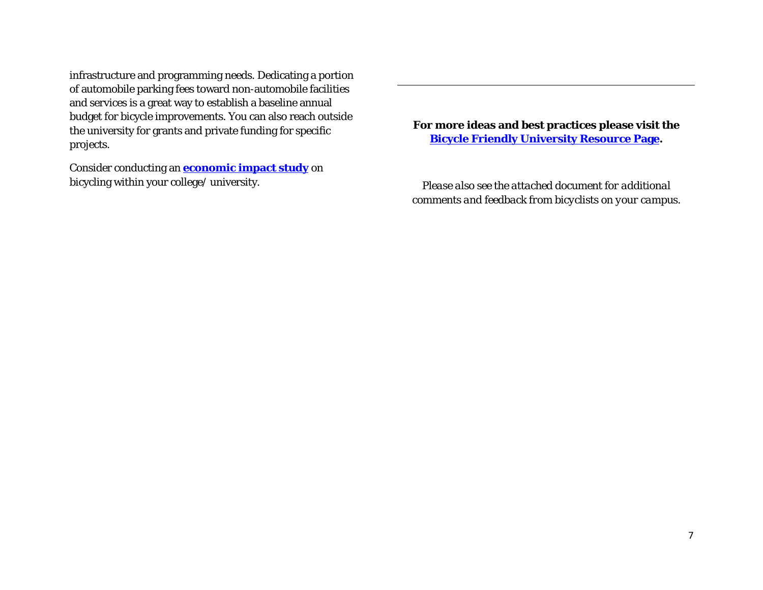infrastructure and programming needs. Dedicating a portion of automobile parking fees toward non-automobile facilities and services is a great way to establish a baseline annual budget for bicycle improvements. You can also reach outside the university for grants and private funding for specific projects.

Consider conducting an **economic impact study** on bicycling within your college/ university.

---

**For more ideas and best practices please visit the Bicycle Friendly University Resource Page.**

*Please also see the attached document for additional comments and feedback from bicyclists on your campus.*